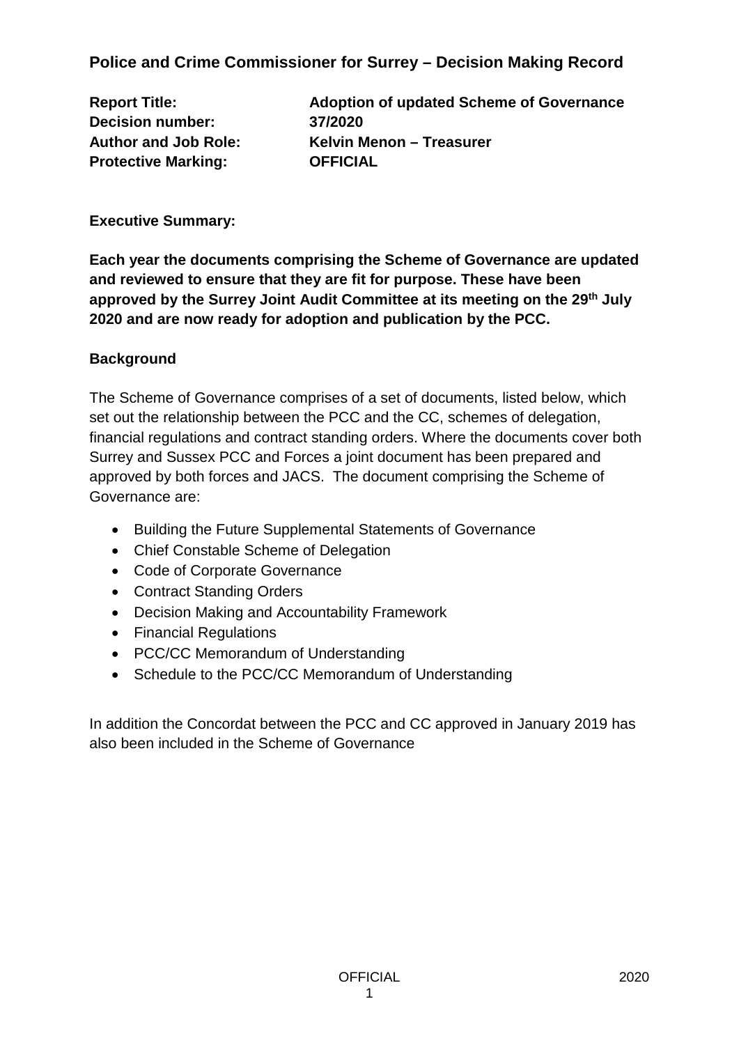# Police and Crime Commissioner for Surrey – Decision Making Record

**Report Title:** **Adoption of updated Scheme of Governance**
**Decision number:** **37/2020**
**Author and Job Role:** **Kelvin Menon – Treasurer**
**Protective Marking:** **OFFICIAL**

**Executive Summary:**

**Each year the documents comprising the Scheme of Governance are updated and reviewed to ensure that they are fit for purpose. These have been approved by the Surrey Joint Audit Committee at its meeting on the 29th July 2020 and are now ready for adoption and publication by the PCC.**

**Background**

The Scheme of Governance comprises of a set of documents, listed below, which set out the relationship between the PCC and the CC, schemes of delegation, financial regulations and contract standing orders. Where the documents cover both Surrey and Sussex PCC and Forces a joint document has been prepared and approved by both forces and JACS. The document comprising the Scheme of Governance are:

- Building the Future Supplemental Statements of Governance
- Chief Constable Scheme of Delegation
- Code of Corporate Governance
- Contract Standing Orders
- Decision Making and Accountability Framework
- Financial Regulations
- PCC/CC Memorandum of Understanding
- Schedule to the PCC/CC Memorandum of Understanding

In addition the Concordat between the PCC and CC approved in January 2019 has also been included in the Scheme of Governance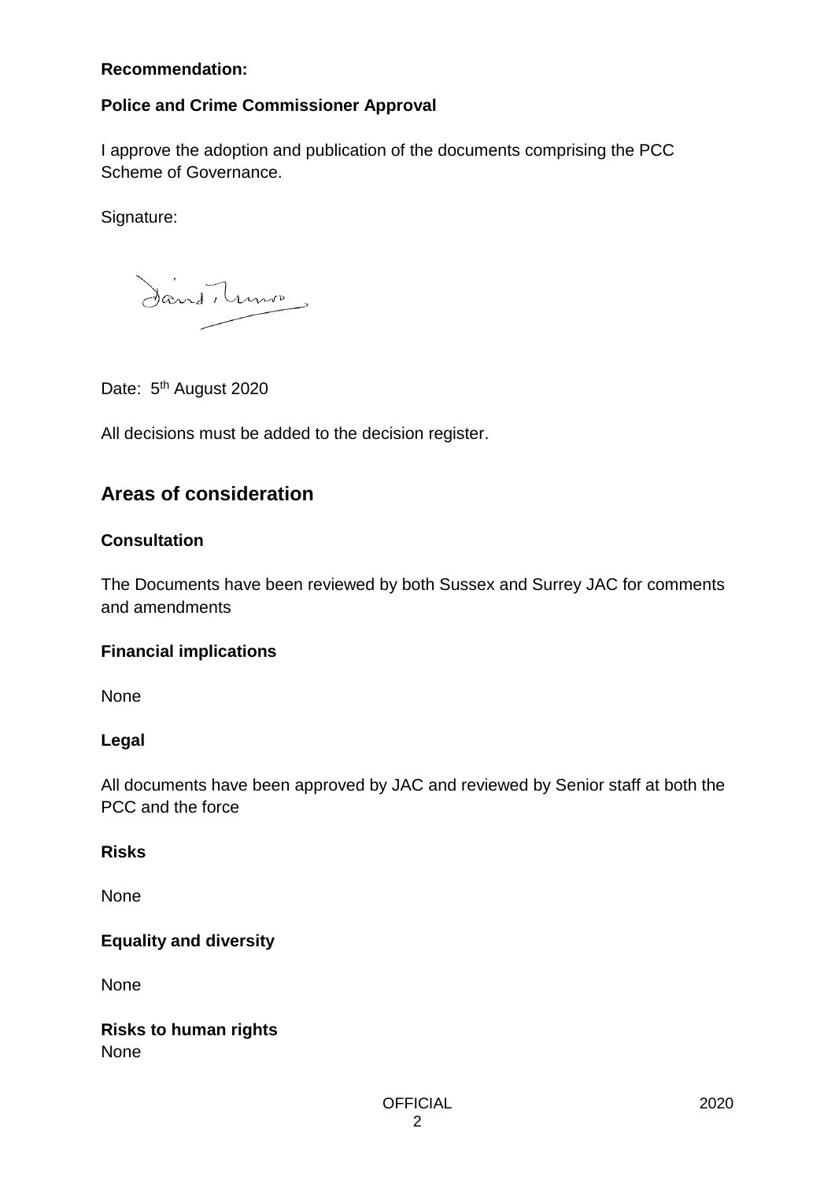**Recommendation:**

**Police and Crime Commissioner Approval**

I approve the adoption and publication of the documents comprising the PCC Scheme of Governance.

Signature:

Date: 5th August 2020

All decisions must be added to the decision register.

## Areas of consideration

**Consultation**

The Documents have been reviewed by both Sussex and Surrey JAC for comments and amendments

**Financial implications**

None

**Legal**

All documents have been approved by JAC and reviewed by Senior staff at both the PCC and the force

**Risks**

None

**Equality and diversity**

None

**Risks to human rights**
None